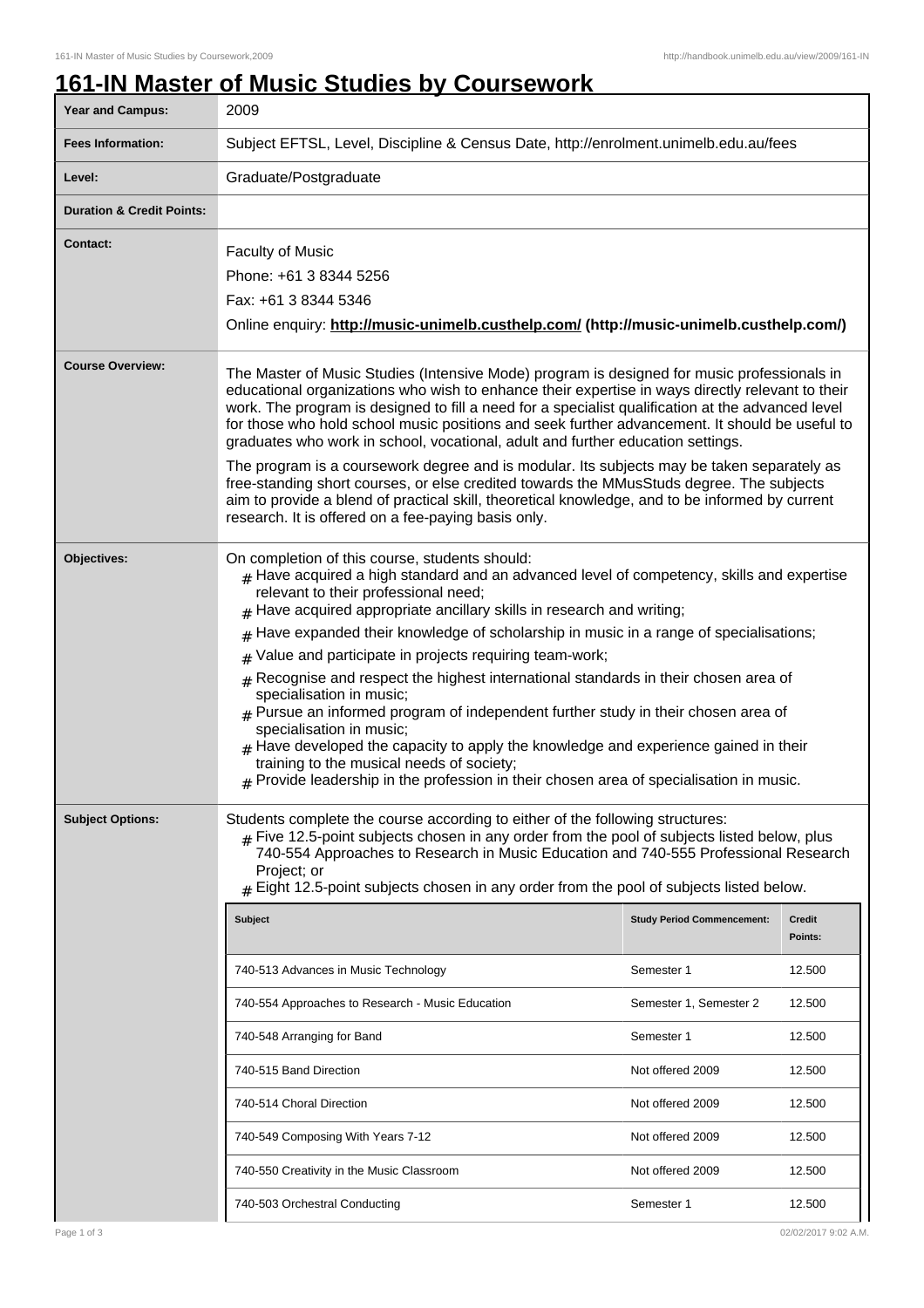# 161-IN Master of Music Studies by Coursework

| | |
|---|---|
| **Year and Campus:** | 2009 |
| **Fees Information:** | Subject EFTSL, Level, Discipline & Census Date, http://enrolment.unimelb.edu.au/fees |
| **Level:** | Graduate/Postgraduate |
| **Duration & Credit Points:** | |
| **Contact:** | Faculty of Music<br>Phone: +61 3 8344 5256<br>Fax: +61 3 8344 5346<br>Online enquiry: **http://music-unimelb.custhelp.com/ (http://music-unimelb.custhelp.com/)** |

**Course Overview:**

The Master of Music Studies (Intensive Mode) program is designed for music professionals in educational organizations who wish to enhance their expertise in ways directly relevant to their work. The program is designed to fill a need for a specialist qualification at the advanced level for those who hold school music positions and seek further advancement. It should be useful to graduates who work in school, vocational, adult and further education settings.

The program is a coursework degree and is modular. Its subjects may be taken separately as free-standing short courses, or else credited towards the MMusStuds degree. The subjects aim to provide a blend of practical skill, theoretical knowledge, and to be informed by current research. It is offered on a fee-paying basis only.

**Objectives:**

On completion of this course, students should:

- Have acquired a high standard and an advanced level of competency, skills and expertise relevant to their professional need;
- Have acquired appropriate ancillary skills in research and writing;
- Have expanded their knowledge of scholarship in music in a range of specialisations;
- Value and participate in projects requiring team-work;
- Recognise and respect the highest international standards in their chosen area of specialisation in music;
- Pursue an informed program of independent further study in their chosen area of specialisation in music;
- Have developed the capacity to apply the knowledge and experience gained in their training to the musical needs of society;
- Provide leadership in the profession in their chosen area of specialisation in music.

**Subject Options:**

Students complete the course according to either of the following structures:

- Five 12.5-point subjects chosen in any order from the pool of subjects listed below, plus 740-554 Approaches to Research in Music Education and 740-555 Professional Research Project; or
- Eight 12.5-point subjects chosen in any order from the pool of subjects listed below.

| Subject | Study Period Commencement: | Credit Points: |
|---|---|---|
| 740-513 Advances in Music Technology | Semester 1 | 12.500 |
| 740-554 Approaches to Research - Music Education | Semester 1, Semester 2 | 12.500 |
| 740-548 Arranging for Band | Semester 1 | 12.500 |
| 740-515 Band Direction | Not offered 2009 | 12.500 |
| 740-514 Choral Direction | Not offered 2009 | 12.500 |
| 740-549 Composing With Years 7-12 | Not offered 2009 | 12.500 |
| 740-550 Creativity in the Music Classroom | Not offered 2009 | 12.500 |
| 740-503 Orchestral Conducting | Semester 1 | 12.500 |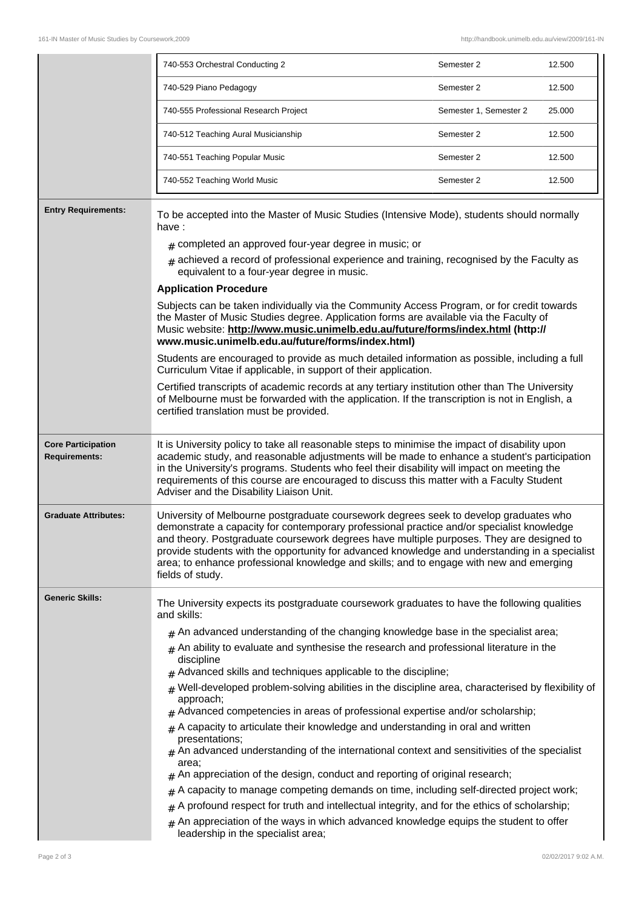| | | |
|---|---|---|
| 740-553 Orchestral Conducting 2 | Semester 2 | 12.500 |
| 740-529 Piano Pedagogy | Semester 2 | 12.500 |
| 740-555 Professional Research Project | Semester 1, Semester 2 | 25.000 |
| 740-512 Teaching Aural Musicianship | Semester 2 | 12.500 |
| 740-551 Teaching Popular Music | Semester 2 | 12.500 |
| 740-552 Teaching World Music | Semester 2 | 12.500 |

**Entry Requirements:**

To be accepted into the Master of Music Studies (Intensive Mode), students should normally have :

- completed an approved four-year degree in music; or
- achieved a record of professional experience and training, recognised by the Faculty as equivalent to a four-year degree in music.

**Application Procedure**

Subjects can be taken individually via the Community Access Program, or for credit towards the Master of Music Studies degree. Application forms are available via the Faculty of Music website: **http://www.music.unimelb.edu.au/future/forms/index.html (http://www.music.unimelb.edu.au/future/forms/index.html)**

Students are encouraged to provide as much detailed information as possible, including a full Curriculum Vitae if applicable, in support of their application.

Certified transcripts of academic records at any tertiary institution other than The University of Melbourne must be forwarded with the application. If the transcription is not in English, a certified translation must be provided.

**Core Participation Requirements:**

It is University policy to take all reasonable steps to minimise the impact of disability upon academic study, and reasonable adjustments will be made to enhance a student's participation in the University's programs. Students who feel their disability will impact on meeting the requirements of this course are encouraged to discuss this matter with a Faculty Student Adviser and the Disability Liaison Unit.

**Graduate Attributes:**

University of Melbourne postgraduate coursework degrees seek to develop graduates who demonstrate a capacity for contemporary professional practice and/or specialist knowledge and theory. Postgraduate coursework degrees have multiple purposes. They are designed to provide students with the opportunity for advanced knowledge and understanding in a specialist area; to enhance professional knowledge and skills; and to engage with new and emerging fields of study.

**Generic Skills:**

The University expects its postgraduate coursework graduates to have the following qualities and skills:

- An advanced understanding of the changing knowledge base in the specialist area;
- An ability to evaluate and synthesise the research and professional literature in the discipline
- Advanced skills and techniques applicable to the discipline;
- Well-developed problem-solving abilities in the discipline area, characterised by flexibility of approach;
- Advanced competencies in areas of professional expertise and/or scholarship;
- A capacity to articulate their knowledge and understanding in oral and written presentations;
- An advanced understanding of the international context and sensitivities of the specialist area;
- An appreciation of the design, conduct and reporting of original research;
- A capacity to manage competing demands on time, including self-directed project work;
- A profound respect for truth and intellectual integrity, and for the ethics of scholarship;
- An appreciation of the ways in which advanced knowledge equips the student to offer leadership in the specialist area;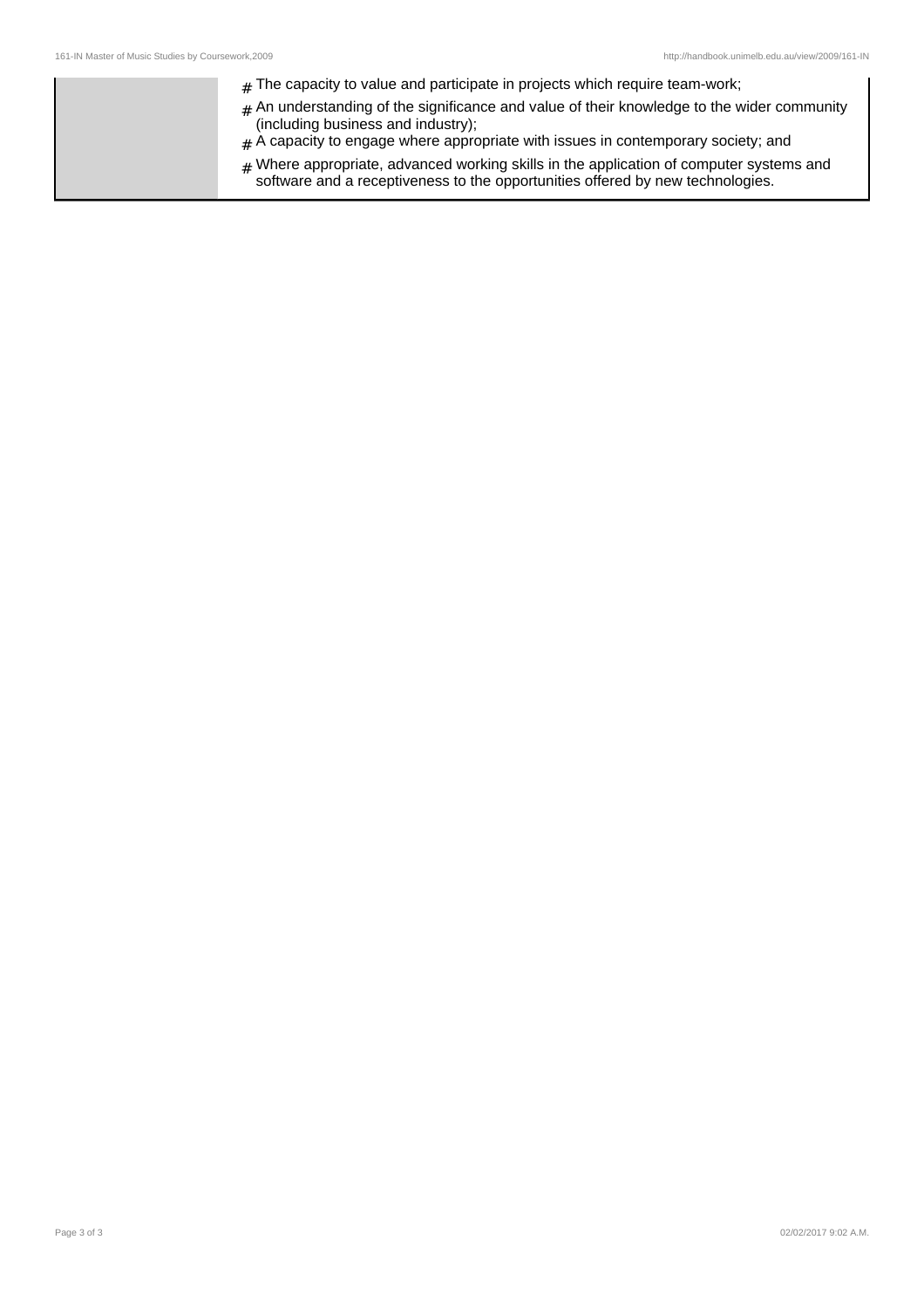- The capacity to value and participate in projects which require team-work;
- An understanding of the significance and value of their knowledge to the wider community (including business and industry);
- A capacity to engage where appropriate with issues in contemporary society; and
- Where appropriate, advanced working skills in the application of computer systems and software and a receptiveness to the opportunities offered by new technologies.